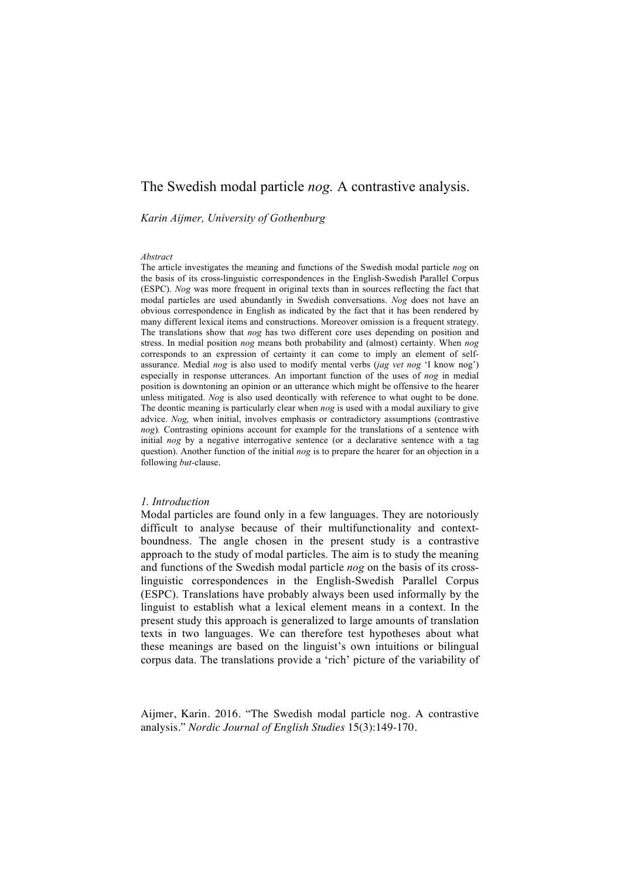# The Swedish modal particle *nog.* A contrastive analysis.

*Karin Aijmer, University of Gothenburg*

*Abstract*

The article investigates the meaning and functions of the Swedish modal particle *nog* on the basis of its cross-linguistic correspondences in the English-Swedish Parallel Corpus (ESPC). *Nog* was more frequent in original texts than in sources reflecting the fact that modal particles are used abundantly in Swedish conversations. *Nog* does not have an obvious correspondence in English as indicated by the fact that it has been rendered by many different lexical items and constructions. Moreover omission is a frequent strategy. The translations show that *nog* has two different core uses depending on position and stress. In medial position *nog* means both probability and (almost) certainty. When *nog* corresponds to an expression of certainty it can come to imply an element of self-assurance. Medial *nog* is also used to modify mental verbs (*jag vet nog* 'I know nog') especially in response utterances. An important function of the uses of *nog* in medial position is downtoning an opinion or an utterance which might be offensive to the hearer unless mitigated. *Nog* is also used deontically with reference to what ought to be done. The deontic meaning is particularly clear when *nog* is used with a modal auxiliary to give advice. *Nog,* when initial, involves emphasis or contradictory assumptions (contrastive *nog*)*.* Contrasting opinions account for example for the translations of a sentence with initial *nog* by a negative interrogative sentence (or a declarative sentence with a tag question). Another function of the initial *nog* is to prepare the hearer for an objection in a following *but*-clause.

## *1. Introduction*

Modal particles are found only in a few languages. They are notoriously difficult to analyse because of their multifunctionality and context-boundness. The angle chosen in the present study is a contrastive approach to the study of modal particles. The aim is to study the meaning and functions of the Swedish modal particle *nog* on the basis of its cross-linguistic correspondences in the English-Swedish Parallel Corpus (ESPC). Translations have probably always been used informally by the linguist to establish what a lexical element means in a context. In the present study this approach is generalized to large amounts of translation texts in two languages. We can therefore test hypotheses about what these meanings are based on the linguist's own intuitions or bilingual corpus data. The translations provide a 'rich' picture of the variability of

Aijmer, Karin. 2016. "The Swedish modal particle nog. A contrastive analysis." *Nordic Journal of English Studies* 15(3):149-170.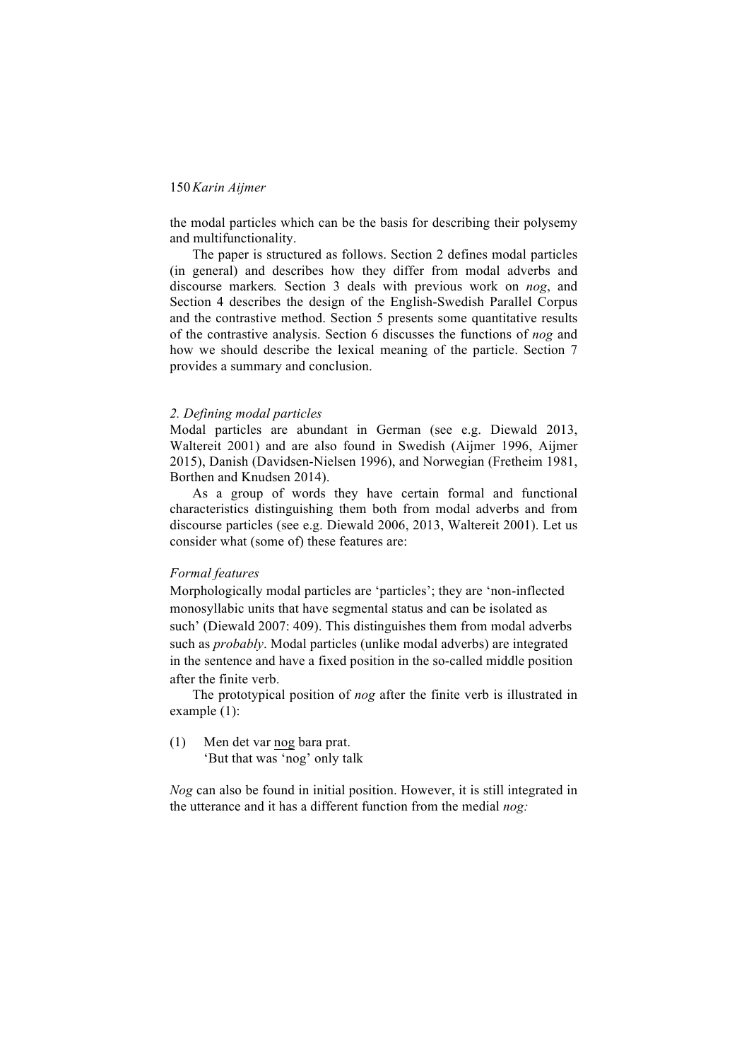the modal particles which can be the basis for describing their polysemy and multifunctionality.

The paper is structured as follows. Section 2 defines modal particles (in general) and describes how they differ from modal adverbs and discourse markers. Section 3 deals with previous work on *nog*, and Section 4 describes the design of the English-Swedish Parallel Corpus and the contrastive method. Section 5 presents some quantitative results of the contrastive analysis. Section 6 discusses the functions of *nog* and how we should describe the lexical meaning of the particle. Section 7 provides a summary and conclusion.

## *2. Defining modal particles*

Modal particles are abundant in German (see e.g. Diewald 2013, Waltereit 2001) and are also found in Swedish (Aijmer 1996, Aijmer 2015), Danish (Davidsen-Nielsen 1996), and Norwegian (Fretheim 1981, Borthen and Knudsen 2014).

As a group of words they have certain formal and functional characteristics distinguishing them both from modal adverbs and from discourse particles (see e.g. Diewald 2006, 2013, Waltereit 2001). Let us consider what (some of) these features are:

### *Formal features*

Morphologically modal particles are 'particles'; they are 'non-inflected monosyllabic units that have segmental status and can be isolated as such' (Diewald 2007: 409). This distinguishes them from modal adverbs such as *probably*. Modal particles (unlike modal adverbs) are integrated in the sentence and have a fixed position in the so-called middle position after the finite verb.

The prototypical position of *nog* after the finite verb is illustrated in example (1):

(1) Men det var <u>nog</u> bara prat.
 'But that was 'nog' only talk

*Nog* can also be found in initial position. However, it is still integrated in the utterance and it has a different function from the medial *nog:*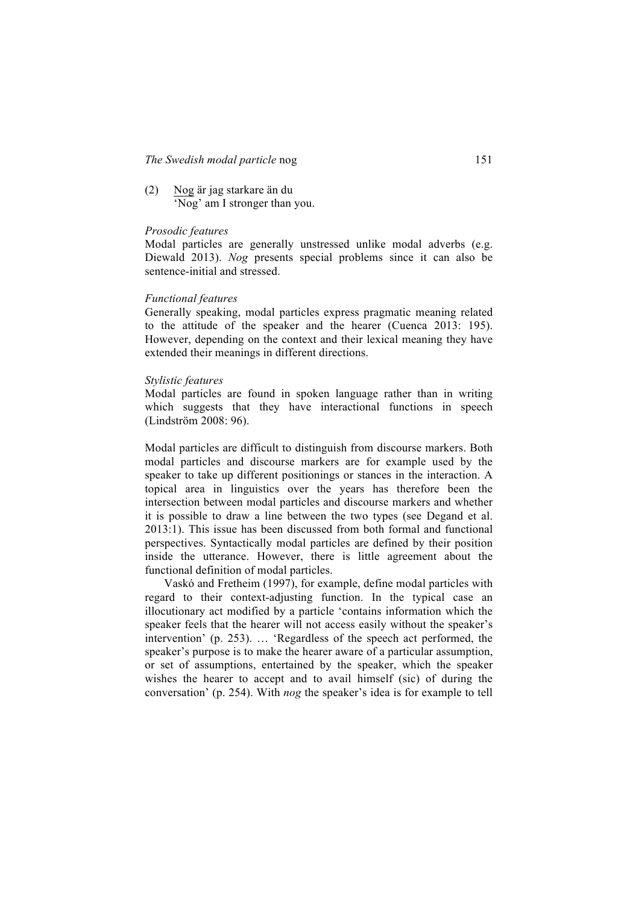(2) <u>Nog</u> är jag starkare än du
'Nog' am I stronger than you.

*Prosodic features*
Modal particles are generally unstressed unlike modal adverbs (e.g. Diewald 2013). *Nog* presents special problems since it can also be sentence-initial and stressed.

*Functional features*
Generally speaking, modal particles express pragmatic meaning related to the attitude of the speaker and the hearer (Cuenca 2013: 195). However, depending on the context and their lexical meaning they have extended their meanings in different directions.

*Stylistic features*
Modal particles are found in spoken language rather than in writing which suggests that they have interactional functions in speech (Lindström 2008: 96).

Modal particles are difficult to distinguish from discourse markers. Both modal particles and discourse markers are for example used by the speaker to take up different positionings or stances in the interaction. A topical area in linguistics over the years has therefore been the intersection between modal particles and discourse markers and whether it is possible to draw a line between the two types (see Degand et al. 2013:1). This issue has been discussed from both formal and functional perspectives. Syntactically modal particles are defined by their position inside the utterance. However, there is little agreement about the functional definition of modal particles.

Vaskó and Fretheim (1997), for example, define modal particles with regard to their context-adjusting function. In the typical case an illocutionary act modified by a particle 'contains information which the speaker feels that the hearer will not access easily without the speaker's intervention' (p. 253). … 'Regardless of the speech act performed, the speaker's purpose is to make the hearer aware of a particular assumption, or set of assumptions, entertained by the speaker, which the speaker wishes the hearer to accept and to avail himself (sic) of during the conversation' (p. 254). With *nog* the speaker's idea is for example to tell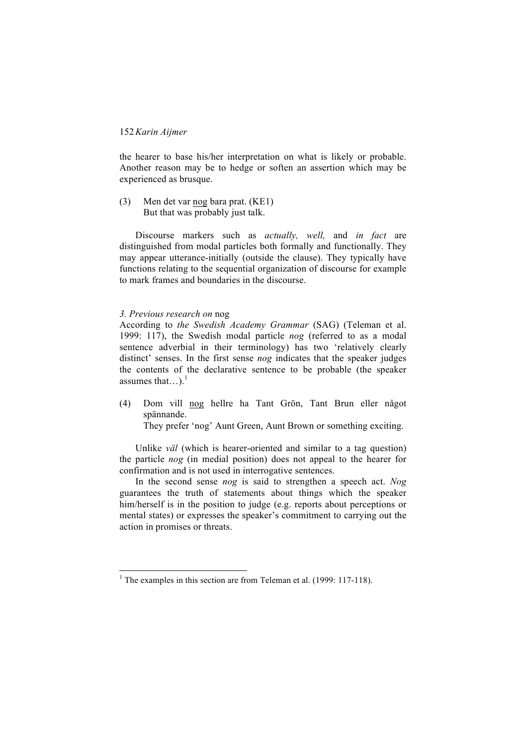the hearer to base his/her interpretation on what is likely or probable. Another reason may be to hedge or soften an assertion which may be experienced as brusque.

(3) Men det var nog bara prat. (KE1)
But that was probably just talk.

Discourse markers such as *actually, well,* and *in fact* are distinguished from modal particles both formally and functionally. They may appear utterance-initially (outside the clause). They typically have functions relating to the sequential organization of discourse for example to mark frames and boundaries in the discourse.

### *3. Previous research on* nog

According to *the Swedish Academy Grammar* (SAG) (Teleman et al. 1999: 117), the Swedish modal particle *nog* (referred to as a modal sentence adverbial in their terminology) has two 'relatively clearly distinct' senses. In the first sense *nog* indicates that the speaker judges the contents of the declarative sentence to be probable (the speaker assumes that…).[1]

(4) Dom vill nog hellre ha Tant Grön, Tant Brun eller något spännande.
They prefer 'nog' Aunt Green, Aunt Brown or something exciting.

Unlike *väl* (which is hearer-oriented and similar to a tag question) the particle *nog* (in medial position) does not appeal to the hearer for confirmation and is not used in interrogative sentences.

In the second sense *nog* is said to strengthen a speech act. *Nog* guarantees the truth of statements about things which the speaker him/herself is in the position to judge (e.g. reports about perceptions or mental states) or expresses the speaker's commitment to carrying out the action in promises or threats.

---

[1] The examples in this section are from Teleman et al. (1999: 117-118).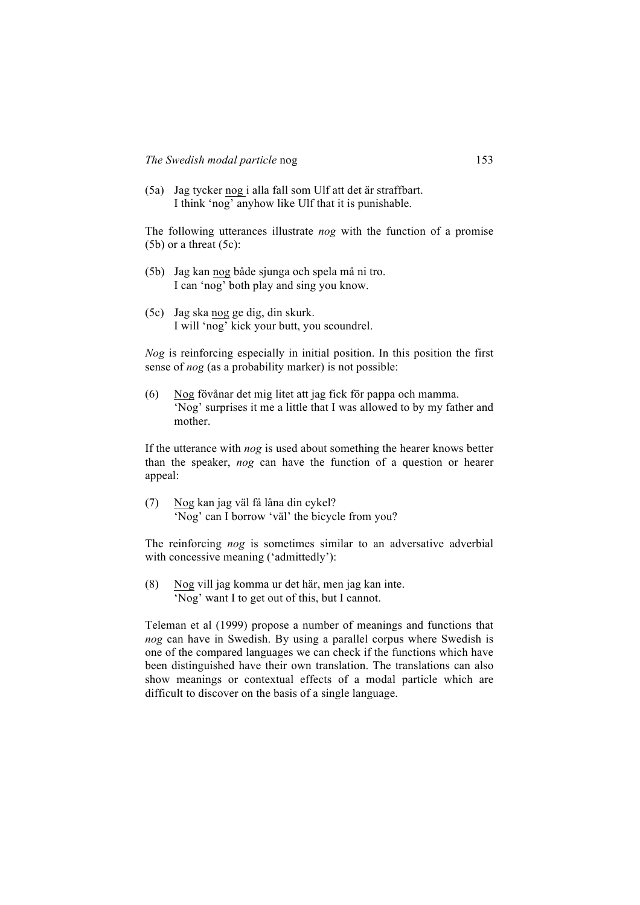(5a) Jag tycker <u>nog</u> i alla fall som Ulf att det är straffbart.
I think 'nog' anyhow like Ulf that it is punishable.

The following utterances illustrate *nog* with the function of a promise (5b) or a threat (5c):

(5b) Jag kan <u>nog</u> både sjunga och spela må ni tro.
I can 'nog' both play and sing you know.

(5c) Jag ska <u>nog</u> ge dig, din skurk.
I will 'nog' kick your butt, you scoundrel.

*Nog* is reinforcing especially in initial position. In this position the first sense of *nog* (as a probability marker) is not possible:

(6) <u>Nog</u> fövånar det mig litet att jag fick för pappa och mamma.
'Nog' surprises it me a little that I was allowed to by my father and mother.

If the utterance with *nog* is used about something the hearer knows better than the speaker, *nog* can have the function of a question or hearer appeal:

(7) <u>Nog</u> kan jag väl få låna din cykel?
'Nog' can I borrow 'väl' the bicycle from you?

The reinforcing *nog* is sometimes similar to an adversative adverbial with concessive meaning ('admittedly'):

(8) <u>Nog</u> vill jag komma ur det här, men jag kan inte.
'Nog' want I to get out of this, but I cannot.

Teleman et al (1999) propose a number of meanings and functions that *nog* can have in Swedish. By using a parallel corpus where Swedish is one of the compared languages we can check if the functions which have been distinguished have their own translation. The translations can also show meanings or contextual effects of a modal particle which are difficult to discover on the basis of a single language.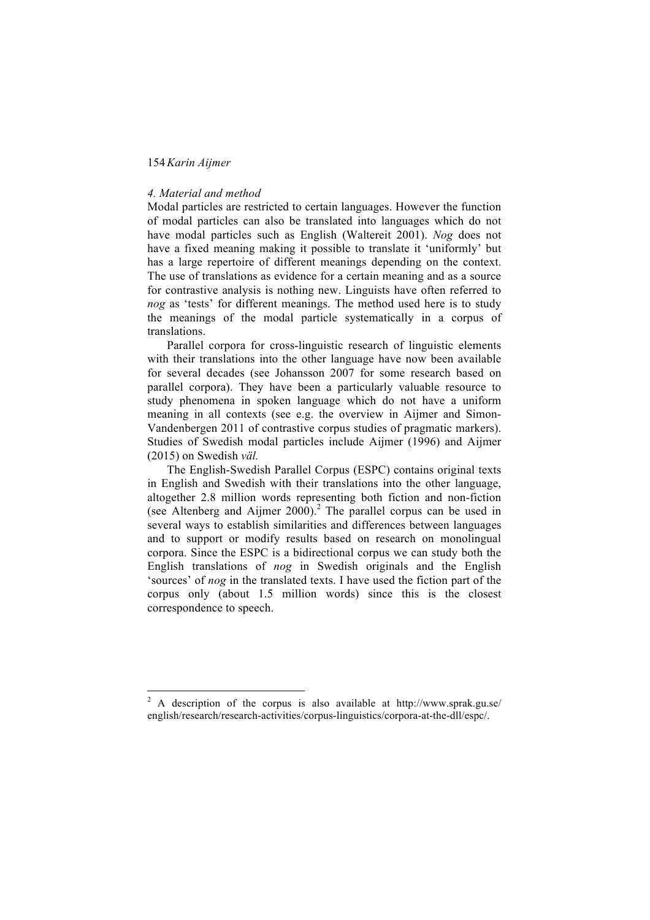*4. Material and method*

Modal particles are restricted to certain languages. However the function of modal particles can also be translated into languages which do not have modal particles such as English (Waltereit 2001). *Nog* does not have a fixed meaning making it possible to translate it 'uniformly' but has a large repertoire of different meanings depending on the context. The use of translations as evidence for a certain meaning and as a source for contrastive analysis is nothing new. Linguists have often referred to *nog* as 'tests' for different meanings. The method used here is to study the meanings of the modal particle systematically in a corpus of translations.

Parallel corpora for cross-linguistic research of linguistic elements with their translations into the other language have now been available for several decades (see Johansson 2007 for some research based on parallel corpora). They have been a particularly valuable resource to study phenomena in spoken language which do not have a uniform meaning in all contexts (see e.g. the overview in Aijmer and Simon-Vandenbergen 2011 of contrastive corpus studies of pragmatic markers). Studies of Swedish modal particles include Aijmer (1996) and Aijmer (2015) on Swedish *väl.*

The English-Swedish Parallel Corpus (ESPC) contains original texts in English and Swedish with their translations into the other language, altogether 2.8 million words representing both fiction and non-fiction (see Altenberg and Aijmer 2000).[2] The parallel corpus can be used in several ways to establish similarities and differences between languages and to support or modify results based on research on monolingual corpora. Since the ESPC is a bidirectional corpus we can study both the English translations of *nog* in Swedish originals and the English 'sources' of *nog* in the translated texts. I have used the fiction part of the corpus only (about 1.5 million words) since this is the closest correspondence to speech.

---

[2] A description of the corpus is also available at http://www.sprak.gu.se/english/research/research-activities/corpus-linguistics/corpora-at-the-dll/espc/.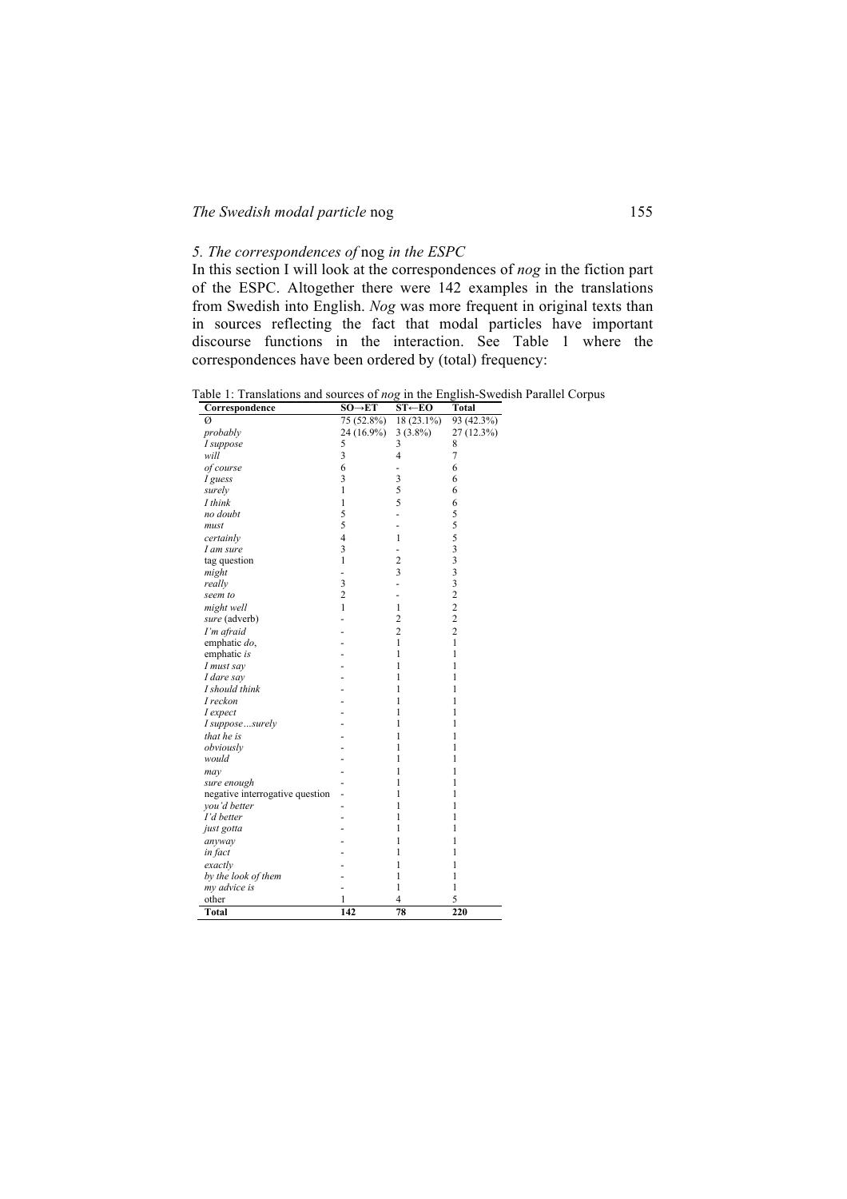### *5. The correspondences of* nog *in the ESPC*

In this section I will look at the correspondences of *nog* in the fiction part of the ESPC. Altogether there were 142 examples in the translations from Swedish into English. *Nog* was more frequent in original texts than in sources reflecting the fact that modal particles have important discourse functions in the interaction. See Table 1 where the correspondences have been ordered by (total) frequency:

Table 1: Translations and sources of *nog* in the English-Swedish Parallel Corpus

| Correspondence | SO→ET | ST←EO | Total |
|---|---|---|---|
| Ø | 75 (52.8%) | 18 (23.1%) | 93 (42.3%) |
| *probably* | 24 (16.9%) | 3 (3.8%) | 27 (12.3%) |
| *I suppose* | 5 | 3 | 8 |
| *will* | 3 | 4 | 7 |
| *of course* | 6 | - | 6 |
| *I guess* | 3 | 3 | 6 |
| *surely* | 1 | 5 | 6 |
| *I think* | 1 | 5 | 6 |
| *no doubt* | 5 | - | 5 |
| *must* | 5 | - | 5 |
| *certainly* | 4 | 1 | 5 |
| *I am sure* | 3 | - | 3 |
| tag question | 1 | 2 | 3 |
| *might* | - | 3 | 3 |
| *really* | 3 | - | 3 |
| *seem to* | 2 | - | 2 |
| *might well* | 1 | 1 | 2 |
| *sure* (adverb) | - | 2 | 2 |
| *I'm afraid* | - | 2 | 2 |
| emphatic *do*, | - | 1 | 1 |
| emphatic *is* | - | 1 | 1 |
| *I must say* | - | 1 | 1 |
| *I dare say* | - | 1 | 1 |
| *I should think* | - | 1 | 1 |
| *I reckon* | - | 1 | 1 |
| *I expect* | - | 1 | 1 |
| *I suppose…surely* | - | 1 | 1 |
| *that he is* | - | 1 | 1 |
| *obviously* | - | 1 | 1 |
| *would* | - | 1 | 1 |
| *may* | - | 1 | 1 |
| *sure enough* | - | 1 | 1 |
| negative interrogative question | - | 1 | 1 |
| *you'd better* | - | 1 | 1 |
| *I'd better* | - | 1 | 1 |
| *just gotta* | - | 1 | 1 |
| *anyway* | - | 1 | 1 |
| *in fact* | - | 1 | 1 |
| *exactly* | - | 1 | 1 |
| *by the look of them* | - | 1 | 1 |
| *my advice is* | - | 1 | 1 |
| other | 1 | 4 | 5 |
| **Total** | **142** | **78** | **220** |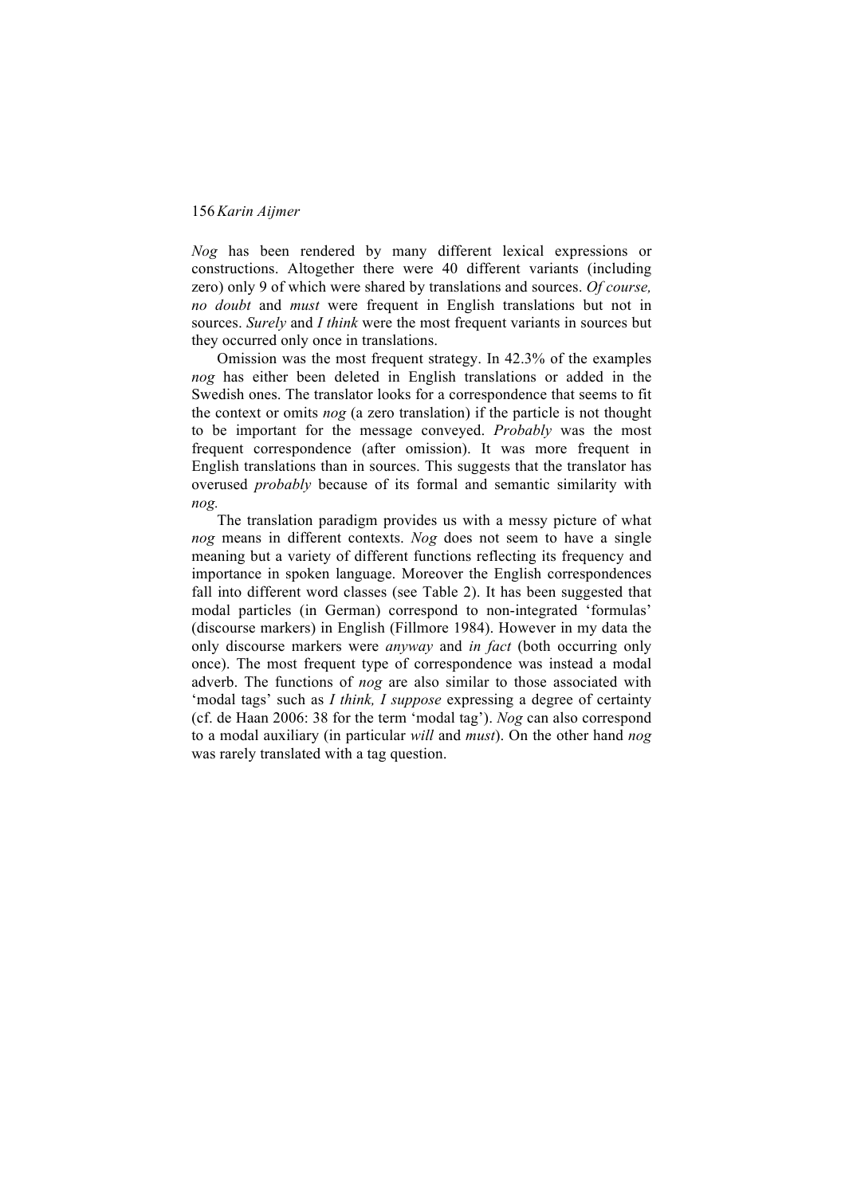*Nog* has been rendered by many different lexical expressions or constructions. Altogether there were 40 different variants (including zero) only 9 of which were shared by translations and sources. *Of course, no doubt* and *must* were frequent in English translations but not in sources. *Surely* and *I think* were the most frequent variants in sources but they occurred only once in translations.

Omission was the most frequent strategy. In 42.3% of the examples *nog* has either been deleted in English translations or added in the Swedish ones. The translator looks for a correspondence that seems to fit the context or omits *nog* (a zero translation) if the particle is not thought to be important for the message conveyed. *Probably* was the most frequent correspondence (after omission). It was more frequent in English translations than in sources. This suggests that the translator has overused *probably* because of its formal and semantic similarity with *nog.*

The translation paradigm provides us with a messy picture of what *nog* means in different contexts. *Nog* does not seem to have a single meaning but a variety of different functions reflecting its frequency and importance in spoken language. Moreover the English correspondences fall into different word classes (see Table 2). It has been suggested that modal particles (in German) correspond to non-integrated 'formulas' (discourse markers) in English (Fillmore 1984). However in my data the only discourse markers were *anyway* and *in fact* (both occurring only once). The most frequent type of correspondence was instead a modal adverb. The functions of *nog* are also similar to those associated with 'modal tags' such as *I think, I suppose* expressing a degree of certainty (cf. de Haan 2006: 38 for the term 'modal tag'). *Nog* can also correspond to a modal auxiliary (in particular *will* and *must*). On the other hand *nog* was rarely translated with a tag question.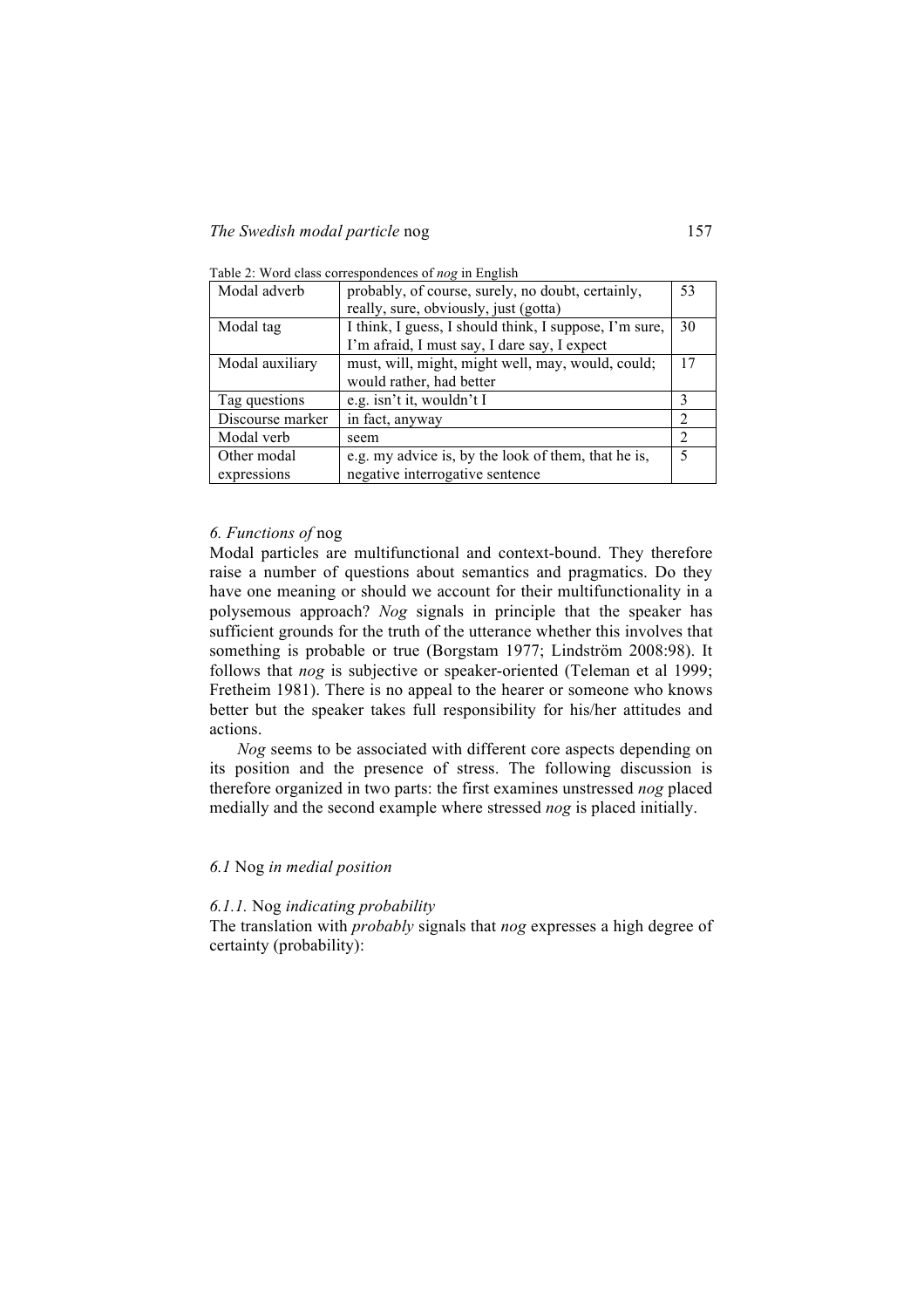Table 2: Word class correspondences of *nog* in English

| Modal adverb | probably, of course, surely, no doubt, certainly, really, sure, obviously, just (gotta) | 53 |
|---|---|---|
| Modal tag | I think, I guess, I should think, I suppose, I'm sure, I'm afraid, I must say, I dare say, I expect | 30 |
| Modal auxiliary | must, will, might, might well, may, would, could; would rather, had better | 17 |
| Tag questions | e.g. isn't it, wouldn't I | 3 |
| Discourse marker | in fact, anyway | 2 |
| Modal verb | seem | 2 |
| Other modal expressions | e.g. my advice is, by the look of them, that he is, negative interrogative sentence | 5 |

### *6. Functions of* nog

Modal particles are multifunctional and context-bound. They therefore raise a number of questions about semantics and pragmatics. Do they have one meaning or should we account for their multifunctionality in a polysemous approach? *Nog* signals in principle that the speaker has sufficient grounds for the truth of the utterance whether this involves that something is probable or true (Borgstam 1977; Lindström 2008:98). It follows that *nog* is subjective or speaker-oriented (Teleman et al 1999; Fretheim 1981). There is no appeal to the hearer or someone who knows better but the speaker takes full responsibility for his/her attitudes and actions.

*Nog* seems to be associated with different core aspects depending on its position and the presence of stress. The following discussion is therefore organized in two parts: the first examines unstressed *nog* placed medially and the second example where stressed *nog* is placed initially.

#### *6.1* Nog *in medial position*

##### *6.1.1.* Nog *indicating probability*

The translation with *probably* signals that *nog* expresses a high degree of certainty (probability):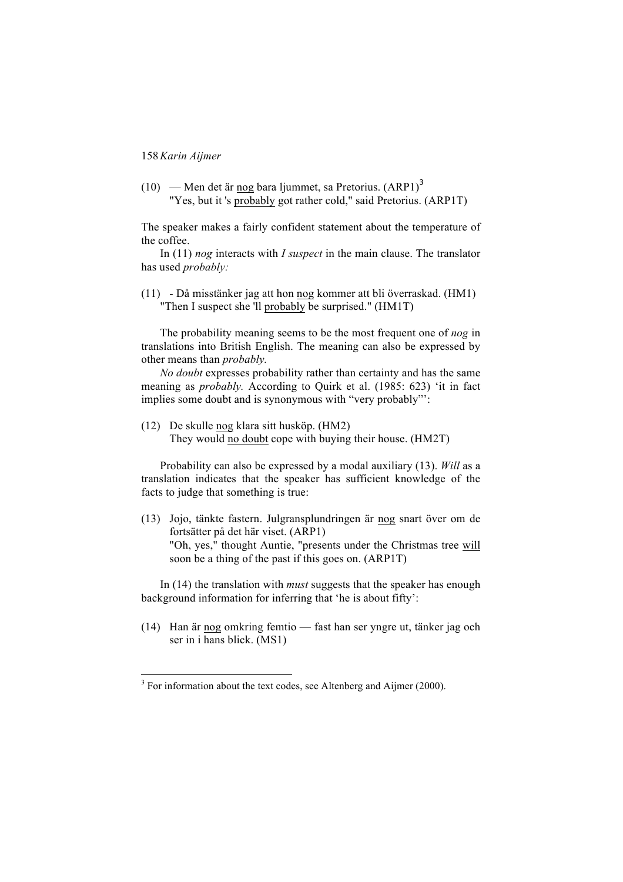(10) — Men det är <u>nog</u> bara ljummet, sa Pretorius. (ARP1)[3]
"Yes, but it 's <u>probably</u> got rather cold," said Pretorius. (ARP1T)

The speaker makes a fairly confident statement about the temperature of the coffee.

In (11) *nog* interacts with *I suspect* in the main clause. The translator has used *probably:*

(11) - Då misstänker jag att hon <u>nog</u> kommer att bli överraskad. (HM1)
"Then I suspect she 'll <u>probably</u> be surprised." (HM1T)

The probability meaning seems to be the most frequent one of *nog* in translations into British English. The meaning can also be expressed by other means than *probably.*

*No doubt* expresses probability rather than certainty and has the same meaning as *probably.* According to Quirk et al. (1985: 623) 'it in fact implies some doubt and is synonymous with "very probably"':

(12) De skulle <u>nog</u> klara sitt husköp. (HM2)
They would <u>no doubt</u> cope with buying their house. (HM2T)

Probability can also be expressed by a modal auxiliary (13). *Will* as a translation indicates that the speaker has sufficient knowledge of the facts to judge that something is true:

(13) Jojo, tänkte fastern. Julgransplundringen är <u>nog</u> snart över om de fortsätter på det här viset. (ARP1)
"Oh, yes," thought Auntie, "presents under the Christmas tree <u>will</u> soon be a thing of the past if this goes on. (ARP1T)

In (14) the translation with *must* suggests that the speaker has enough background information for inferring that 'he is about fifty':

(14) Han är <u>nog</u> omkring femtio — fast han ser yngre ut, tänker jag och ser in i hans blick. (MS1)

[3] For information about the text codes, see Altenberg and Aijmer (2000).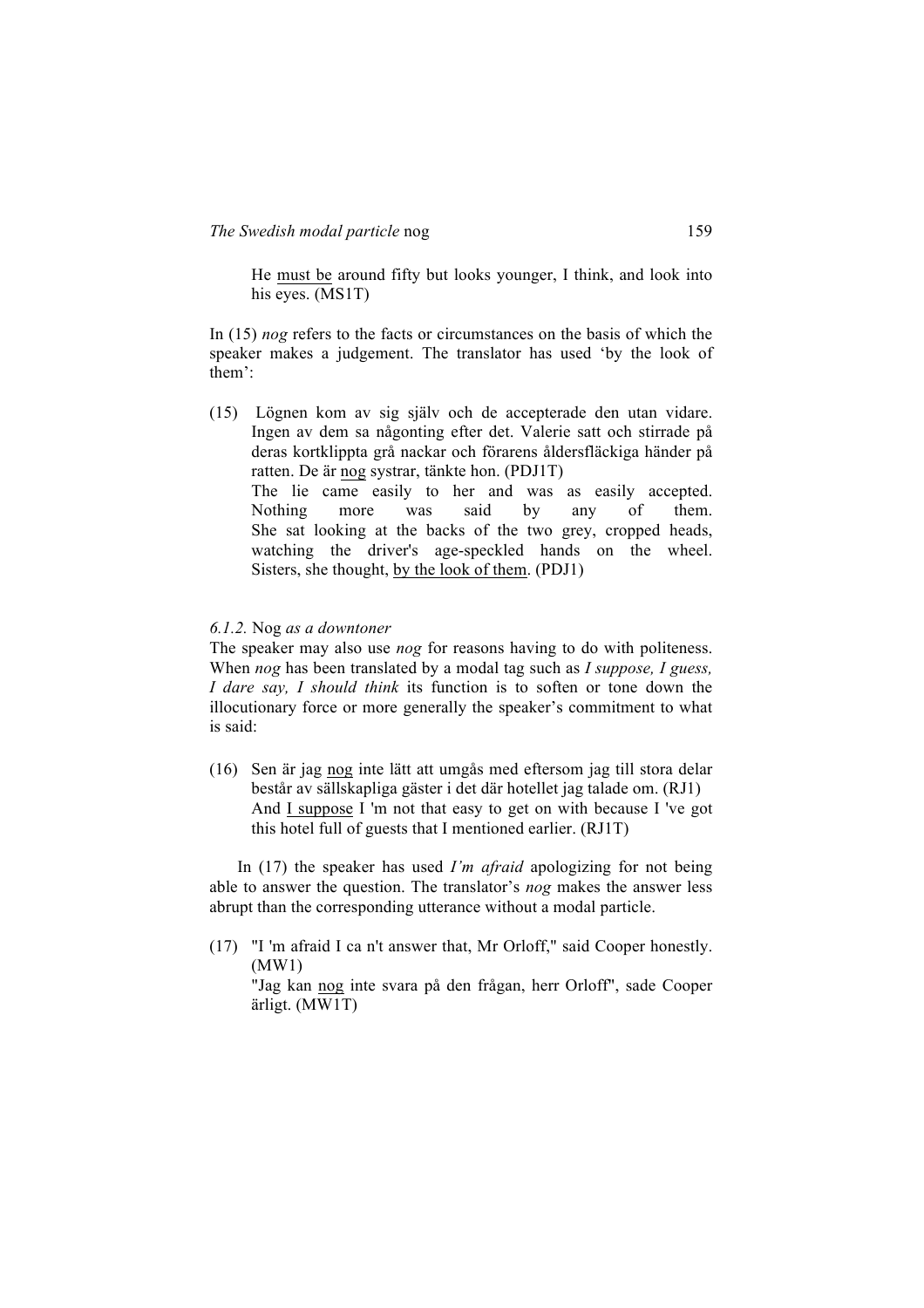He <u>must be</u> around fifty but looks younger, I think, and look into his eyes. (MS1T)

In (15) *nog* refers to the facts or circumstances on the basis of which the speaker makes a judgement. The translator has used 'by the look of them':

(15) Lögnen kom av sig själv och de accepterade den utan vidare. Ingen av dem sa någonting efter det. Valerie satt och stirrade på deras kortklippta grå nackar och förarens åldersfläckiga händer på ratten. De är <u>nog</u> systrar, tänkte hon. (PDJ1T)
The lie came easily to her and was as easily accepted. Nothing more was said by any of them. She sat looking at the backs of the two grey, cropped heads, watching the driver's age-speckled hands on the wheel. Sisters, she thought, <u>by the look of them</u>. (PDJ1)

### *6.1.2.* Nog *as a downtoner*

The speaker may also use *nog* for reasons having to do with politeness. When *nog* has been translated by a modal tag such as *I suppose, I guess, I dare say, I should think* its function is to soften or tone down the illocutionary force or more generally the speaker's commitment to what is said:

(16) Sen är jag <u>nog</u> inte lätt att umgås med eftersom jag till stora delar består av sällskapliga gäster i det där hotellet jag talade om. (RJ1)
And <u>I suppose</u> I 'm not that easy to get on with because I 've got this hotel full of guests that I mentioned earlier. (RJ1T)

In (17) the speaker has used *I'm afraid* apologizing for not being able to answer the question. The translator's *nog* makes the answer less abrupt than the corresponding utterance without a modal particle.

(17) "I 'm afraid I ca n't answer that, Mr Orloff," said Cooper honestly. (MW1)
"Jag kan <u>nog</u> inte svara på den frågan, herr Orloff", sade Cooper ärligt. (MW1T)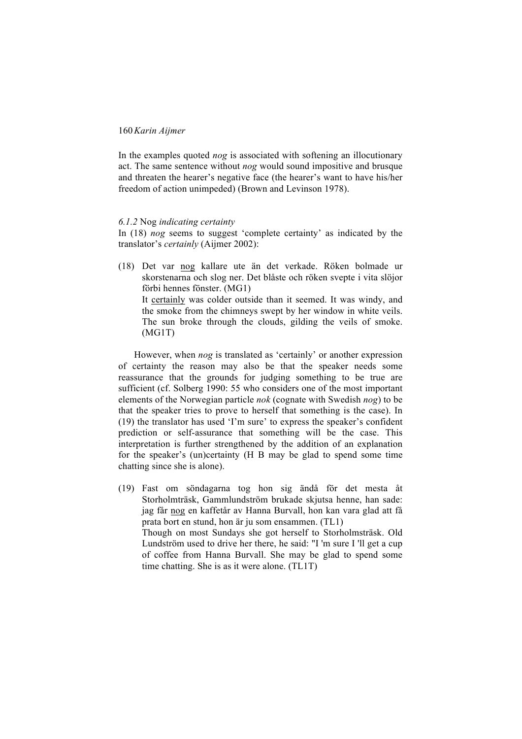In the examples quoted *nog* is associated with softening an illocutionary act. The same sentence without *nog* would sound impositive and brusque and threaten the hearer's negative face (the hearer's want to have his/her freedom of action unimpeded) (Brown and Levinson 1978).

### *6.1.2* Nog *indicating certainty*

In (18) *nog* seems to suggest 'complete certainty' as indicated by the translator's *certainly* (Aijmer 2002):

(18) Det var <u>nog</u> kallare ute än det verkade. Röken bolmade ur skorstenarna och slog ner. Det blåste och röken svepte i vita slöjor förbi hennes fönster. (MG1)
It <u>certainly</u> was colder outside than it seemed. It was windy, and the smoke from the chimneys swept by her window in white veils. The sun broke through the clouds, gilding the veils of smoke. (MG1T)

However, when *nog* is translated as 'certainly' or another expression of certainty the reason may also be that the speaker needs some reassurance that the grounds for judging something to be true are sufficient (cf. Solberg 1990: 55 who considers one of the most important elements of the Norwegian particle *nok* (cognate with Swedish *nog*) to be that the speaker tries to prove to herself that something is the case). In (19) the translator has used 'I'm sure' to express the speaker's confident prediction or self-assurance that something will be the case. This interpretation is further strengthened by the addition of an explanation for the speaker's (un)certainty (H B may be glad to spend some time chatting since she is alone).

(19) Fast om söndagarna tog hon sig ändå för det mesta åt Storholmträsk, Gammlundström brukade skjutsa henne, han sade: jag får <u>nog</u> en kaffetår av Hanna Burvall, hon kan vara glad att få prata bort en stund, hon är ju som ensammen. (TL1)
Though on most Sundays she got herself to Storholmsträsk. Old Lundström used to drive her there, he said: "I 'm sure I 'll get a cup of coffee from Hanna Burvall. She may be glad to spend some time chatting. She is as it were alone. (TL1T)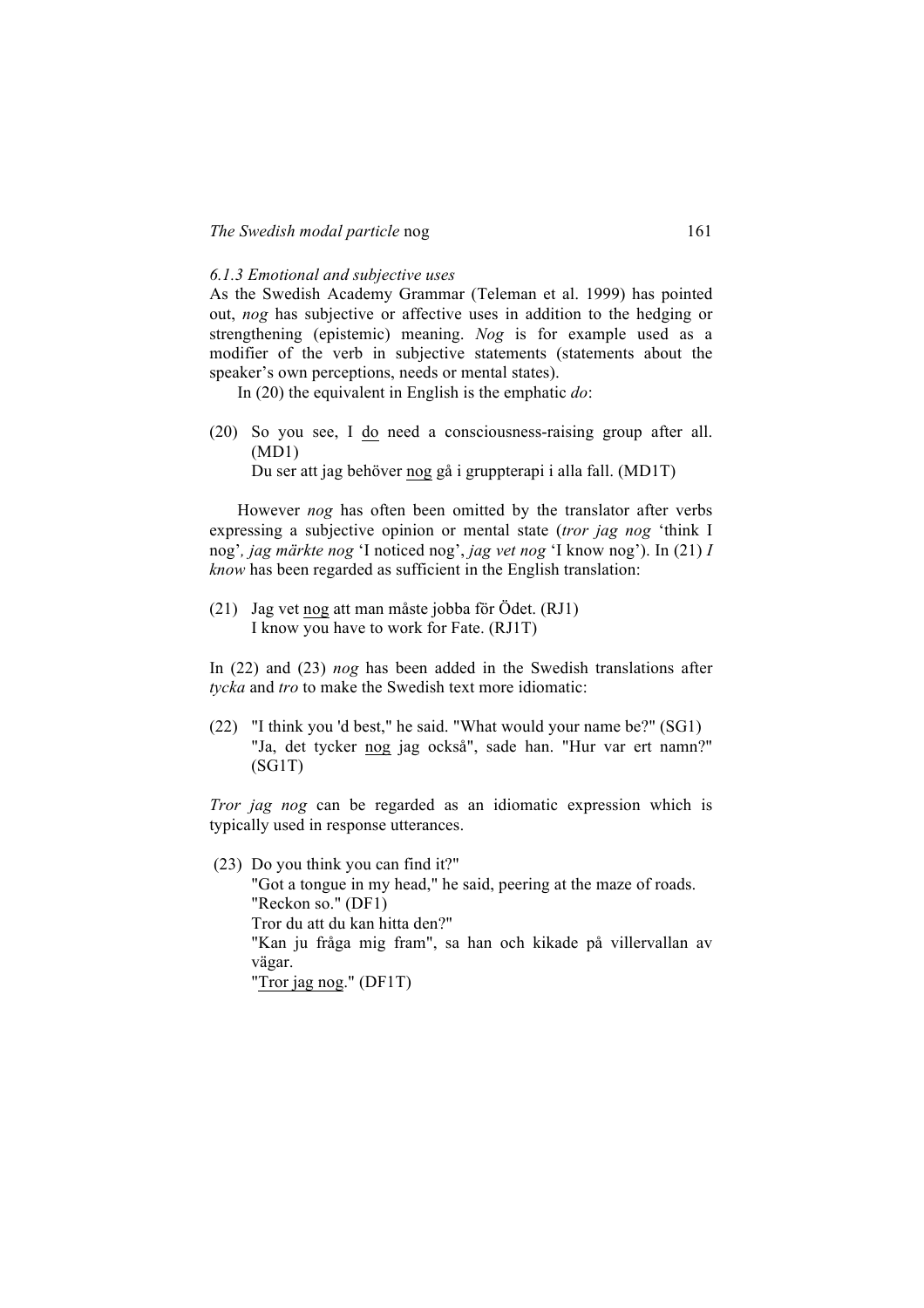### *6.1.3 Emotional and subjective uses*

As the Swedish Academy Grammar (Teleman et al. 1999) has pointed out, *nog* has subjective or affective uses in addition to the hedging or strengthening (epistemic) meaning. *Nog* is for example used as a modifier of the verb in subjective statements (statements about the speaker's own perceptions, needs or mental states).

In (20) the equivalent in English is the emphatic *do*:

(20) So you see, I <u>do</u> need a consciousness-raising group after all. (MD1)
Du ser att jag behöver <u>nog</u> gå i gruppterapi i alla fall. (MD1T)

However *nog* has often been omitted by the translator after verbs expressing a subjective opinion or mental state (*tror jag nog* 'think I nog'*, jag märkte nog* 'I noticed nog', *jag vet nog* 'I know nog'). In (21) *I know* has been regarded as sufficient in the English translation:

(21) Jag vet <u>nog</u> att man måste jobba för Ödet. (RJ1)
I know you have to work for Fate. (RJ1T)

In (22) and (23) *nog* has been added in the Swedish translations after *tycka* and *tro* to make the Swedish text more idiomatic:

(22) "I think you 'd best," he said. "What would your name be?" (SG1)
"Ja, det tycker <u>nog</u> jag också", sade han. "Hur var ert namn?" (SG1T)

*Tror jag nog* can be regarded as an idiomatic expression which is typically used in response utterances.

(23) Do you think you can find it?"
"Got a tongue in my head," he said, peering at the maze of roads.
"Reckon so." (DF1)
Tror du att du kan hitta den?"
"Kan ju fråga mig fram", sa han och kikade på villervallan av vägar.
"<u>Tror jag nog</u>." (DF1T)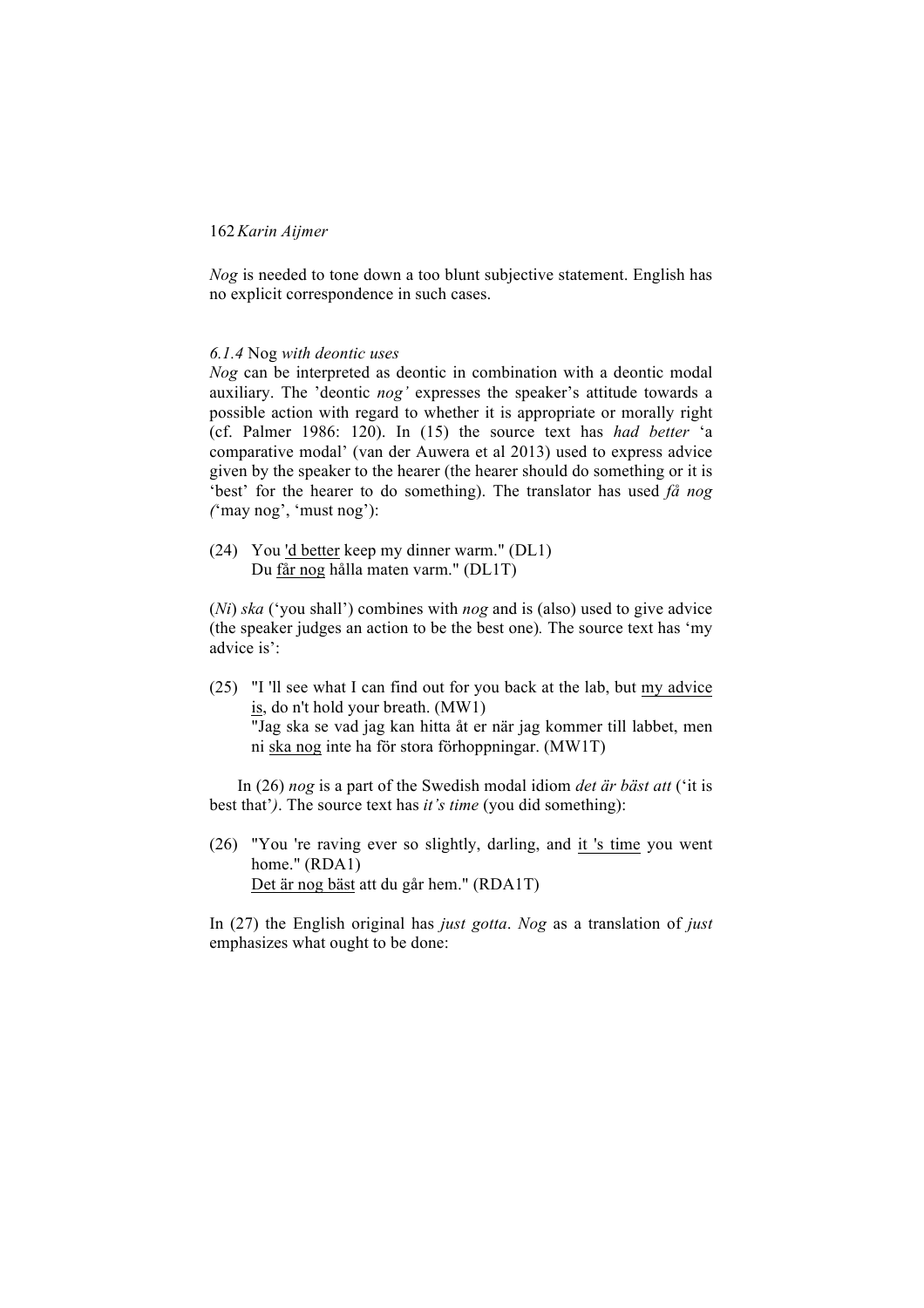*Nog* is needed to tone down a too blunt subjective statement. English has no explicit correspondence in such cases.

### *6.1.4* Nog *with deontic uses*

*Nog* can be interpreted as deontic in combination with a deontic modal auxiliary. The 'deontic *nog'* expresses the speaker's attitude towards a possible action with regard to whether it is appropriate or morally right (cf. Palmer 1986: 120). In (15) the source text has *had better* 'a comparative modal' (van der Auwera et al 2013) used to express advice given by the speaker to the hearer (the hearer should do something or it is 'best' for the hearer to do something). The translator has used *få nog (*'may nog', 'must nog'):

(24) You <u>'d better</u> keep my dinner warm." (DL1)
Du <u>får nog</u> hålla maten varm." (DL1T)

(*Ni*) *ska* ('you shall') combines with *nog* and is (also) used to give advice (the speaker judges an action to be the best one)*.* The source text has 'my advice is':

(25) "I 'll see what I can find out for you back at the lab, but <u>my advice is</u>, do n't hold your breath. (MW1)
"Jag ska se vad jag kan hitta åt er när jag kommer till labbet, men ni <u>ska nog</u> inte ha för stora förhoppningar. (MW1T)

In (26) *nog* is a part of the Swedish modal idiom *det är bäst att* ('it is best that'*)*. The source text has *it's time* (you did something):

(26) "You 're raving ever so slightly, darling, and <u>it 's time</u> you went home." (RDA1)
<u>Det är nog bäst</u> att du går hem." (RDA1T)

In (27) the English original has *just gotta*. *Nog* as a translation of *just* emphasizes what ought to be done: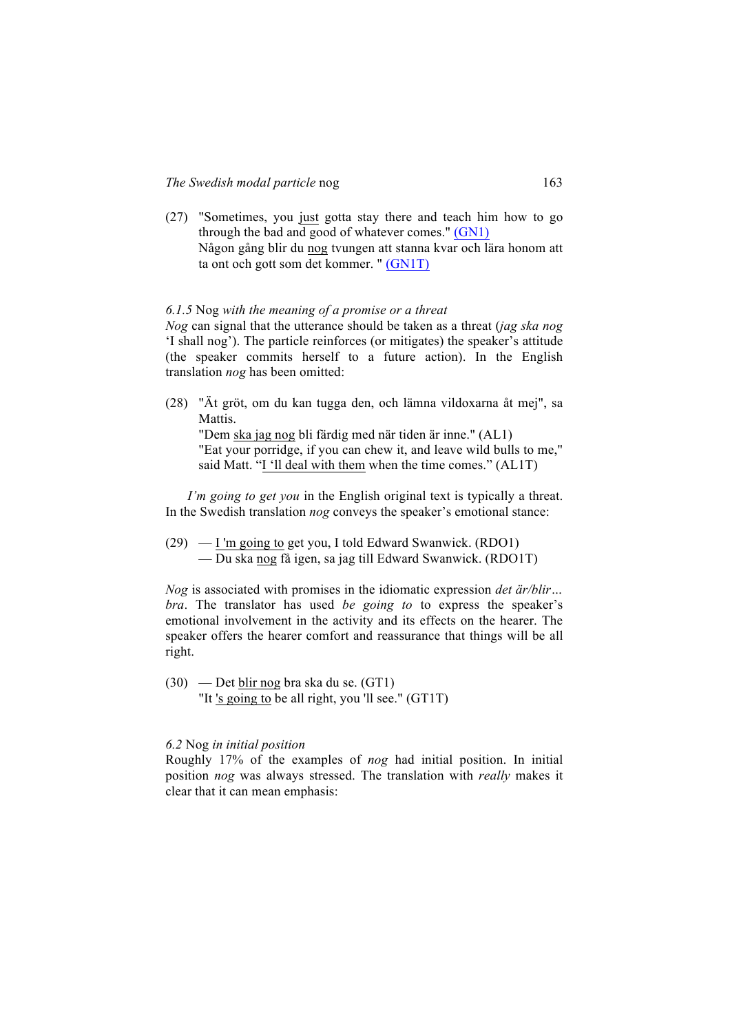(27) "Sometimes, you <u>just</u> gotta stay there and teach him how to go through the bad and good of whatever comes." [(GN1)](#)
Någon gång blir du <u>nog</u> tvungen att stanna kvar och lära honom att ta ont och gott som det kommer. " [(GN1T)](#)

*6.1.5* Nog *with the meaning of a promise or a threat*

*Nog* can signal that the utterance should be taken as a threat (*jag ska nog* 'I shall nog'). The particle reinforces (or mitigates) the speaker's attitude (the speaker commits herself to a future action). In the English translation *nog* has been omitted:

(28) "Ät gröt, om du kan tugga den, och lämna vildoxarna åt mej", sa Mattis.
"Dem <u>ska jag nog</u> bli färdig med när tiden är inne." (AL1)
"Eat your porridge, if you can chew it, and leave wild bulls to me," said Matt. "<u>I 'll deal with them</u> when the time comes." (AL1T)

*I'm going to get you* in the English original text is typically a threat. In the Swedish translation *nog* conveys the speaker's emotional stance:

(29) — <u>I 'm going to</u> get you, I told Edward Swanwick. (RDO1)
— Du ska <u>nog</u> få igen, sa jag till Edward Swanwick. (RDO1T)

*Nog* is associated with promises in the idiomatic expression *det är/blir… bra*. The translator has used *be going to* to express the speaker's emotional involvement in the activity and its effects on the hearer. The speaker offers the hearer comfort and reassurance that things will be all right.

(30) — Det <u>blir nog</u> bra ska du se. (GT1)
"It <u>'s going to</u> be all right, you 'll see." (GT1T)

*6.2* Nog *in initial position*

Roughly 17% of the examples of *nog* had initial position. In initial position *nog* was always stressed. The translation with *really* makes it clear that it can mean emphasis: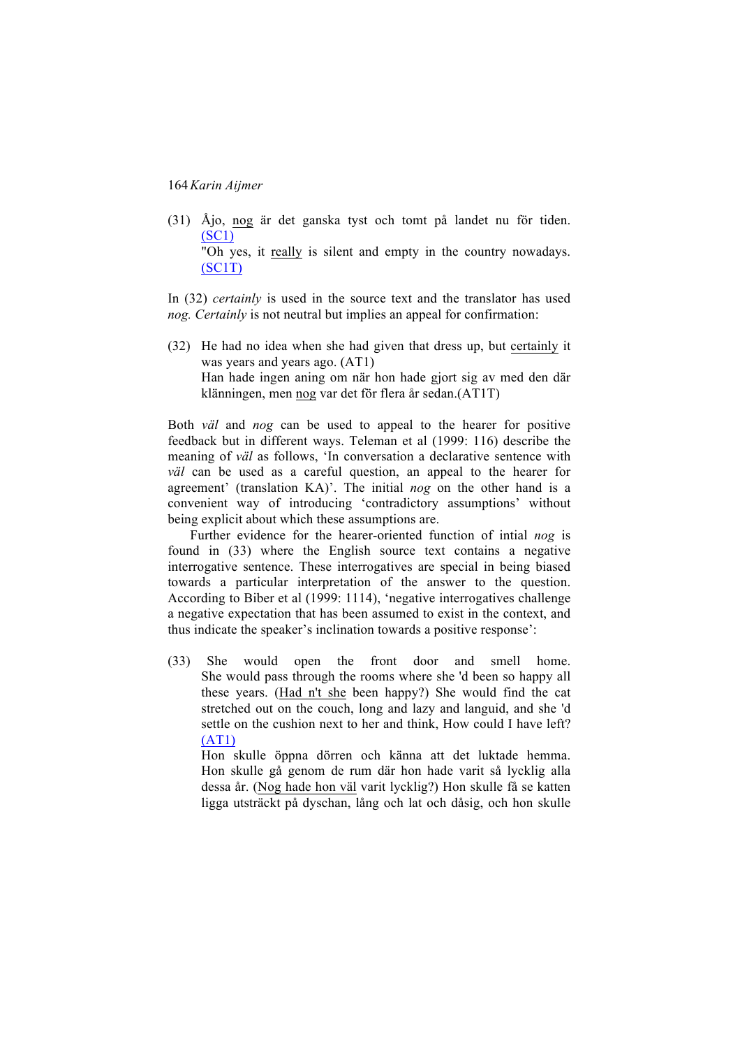(31) Åjo, nog är det ganska tyst och tomt på landet nu för tiden. (SC1)
"Oh yes, it really is silent and empty in the country nowadays. (SC1T)

In (32) *certainly* is used in the source text and the translator has used *nog. Certainly* is not neutral but implies an appeal for confirmation:

(32) He had no idea when she had given that dress up, but certainly it was years and years ago. (AT1)
Han hade ingen aning om när hon hade gjort sig av med den där klänningen, men nog var det för flera år sedan.(AT1T)

Both *väl* and *nog* can be used to appeal to the hearer for positive feedback but in different ways. Teleman et al (1999: 116) describe the meaning of *väl* as follows, 'In conversation a declarative sentence with *väl* can be used as a careful question, an appeal to the hearer for agreement' (translation KA)'. The initial *nog* on the other hand is a convenient way of introducing 'contradictory assumptions' without being explicit about which these assumptions are.

Further evidence for the hearer-oriented function of initial *nog* is found in (33) where the English source text contains a negative interrogative sentence. These interrogatives are special in being biased towards a particular interpretation of the answer to the question. According to Biber et al (1999: 1114), 'negative interrogatives challenge a negative expectation that has been assumed to exist in the context, and thus indicate the speaker's inclination towards a positive response':

(33) She would open the front door and smell home. She would pass through the rooms where she 'd been so happy all these years. (Had n't she been happy?) She would find the cat stretched out on the couch, long and lazy and languid, and she 'd settle on the cushion next to her and think, How could I have left? (AT1)
Hon skulle öppna dörren och känna att det luktade hemma. Hon skulle gå genom de rum där hon hade varit så lycklig alla dessa år. (Nog hade hon väl varit lycklig?) Hon skulle få se katten ligga utsträckt på dyschan, lång och lat och dåsig, och hon skulle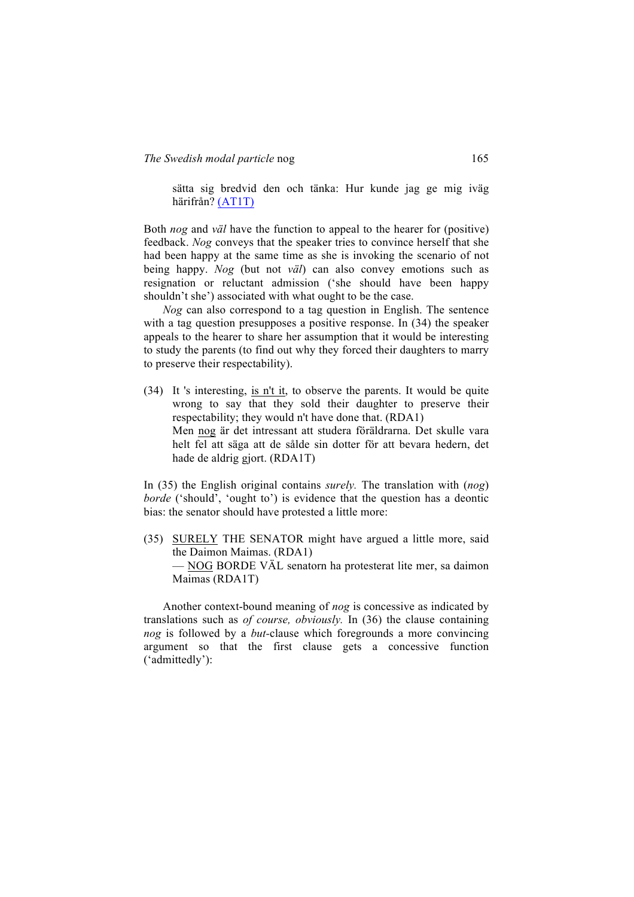sätta sig bredvid den och tänka: Hur kunde jag ge mig iväg härifrån? (AT1T)

Both *nog* and *väl* have the function to appeal to the hearer for (positive) feedback. *Nog* conveys that the speaker tries to convince herself that she had been happy at the same time as she is invoking the scenario of not being happy. *Nog* (but not *väl*) can also convey emotions such as resignation or reluctant admission ('she should have been happy shouldn't she') associated with what ought to be the case.

*Nog* can also correspond to a tag question in English. The sentence with a tag question presupposes a positive response. In (34) the speaker appeals to the hearer to share her assumption that it would be interesting to study the parents (to find out why they forced their daughters to marry to preserve their respectability).

(34) It 's interesting, <u>is n't it</u>, to observe the parents. It would be quite wrong to say that they sold their daughter to preserve their respectability; they would n't have done that. (RDA1)
Men <u>nog</u> är det intressant att studera föräldrarna. Det skulle vara helt fel att säga att de sålde sin dotter för att bevara hedern, det hade de aldrig gjort. (RDA1T)

In (35) the English original contains *surely.* The translation with (*nog*) *borde* ('should', 'ought to') is evidence that the question has a deontic bias: the senator should have protested a little more:

(35) <u>SURELY</u> THE SENATOR might have argued a little more, said the Daimon Maimas. (RDA1)
— <u>NOG</u> BORDE VÄL senatorn ha protesterat lite mer, sa daimon Maimas (RDA1T)

Another context-bound meaning of *nog* is concessive as indicated by translations such as *of course, obviously.* In (36) the clause containing *nog* is followed by a *but*-clause which foregrounds a more convincing argument so that the first clause gets a concessive function ('admittedly'):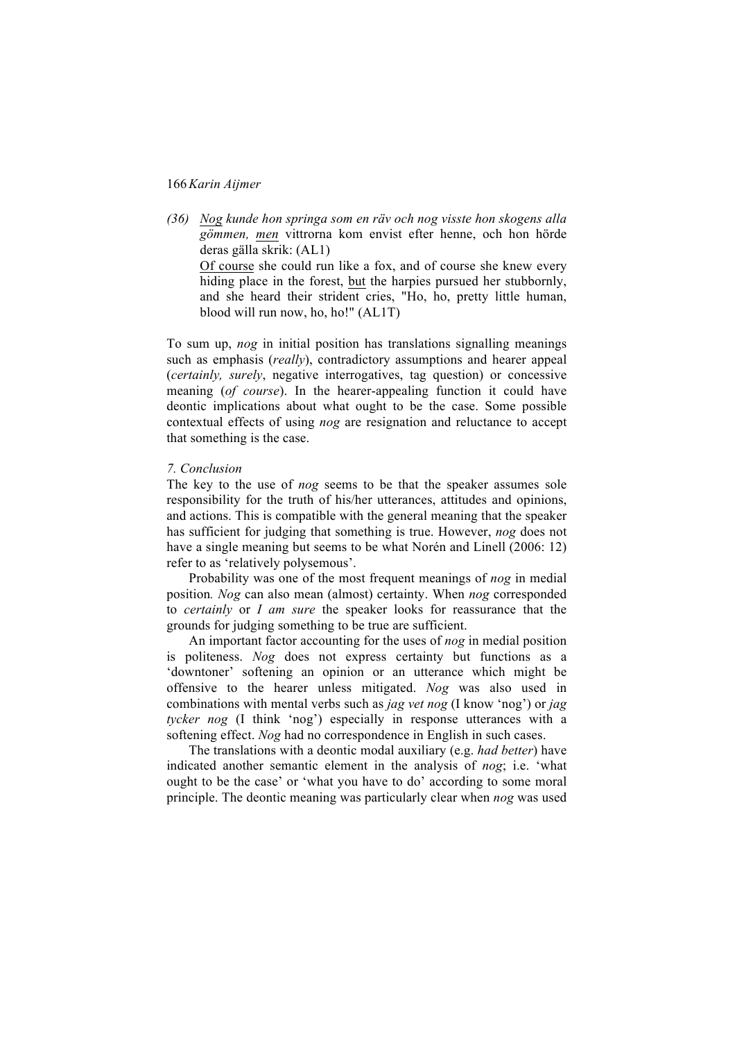(36) <u>*Nog*</u> *kunde hon springa som en räv och nog visste hon skogens alla gömmen,* <u>*men*</u> vittrorna kom envist efter henne, och hon hörde deras gälla skrik: (AL1)
<u>Of course</u> she could run like a fox, and of course she knew every hiding place in the forest, <u>but</u> the harpies pursued her stubbornly, and she heard their strident cries, "Ho, ho, pretty little human, blood will run now, ho, ho!" (AL1T)

To sum up, *nog* in initial position has translations signalling meanings such as emphasis (*really*), contradictory assumptions and hearer appeal (*certainly, surely*, negative interrogatives, tag question) or concessive meaning (*of course*). In the hearer-appealing function it could have deontic implications about what ought to be the case. Some possible contextual effects of using *nog* are resignation and reluctance to accept that something is the case.

## *7. Conclusion*

The key to the use of *nog* seems to be that the speaker assumes sole responsibility for the truth of his/her utterances, attitudes and opinions, and actions. This is compatible with the general meaning that the speaker has sufficient for judging that something is true. However, *nog* does not have a single meaning but seems to be what Norén and Linell (2006: 12) refer to as 'relatively polysemous'.

Probability was one of the most frequent meanings of *nog* in medial position*. Nog* can also mean (almost) certainty. When *nog* corresponded to *certainly* or *I am sure* the speaker looks for reassurance that the grounds for judging something to be true are sufficient.

An important factor accounting for the uses of *nog* in medial position is politeness. *Nog* does not express certainty but functions as a 'downtoner' softening an opinion or an utterance which might be offensive to the hearer unless mitigated. *Nog* was also used in combinations with mental verbs such as *jag vet nog* (I know 'nog') or *jag tycker nog* (I think 'nog') especially in response utterances with a softening effect. *Nog* had no correspondence in English in such cases.

The translations with a deontic modal auxiliary (e.g. *had better*) have indicated another semantic element in the analysis of *nog*; i.e. 'what ought to be the case' or 'what you have to do' according to some moral principle. The deontic meaning was particularly clear when *nog* was used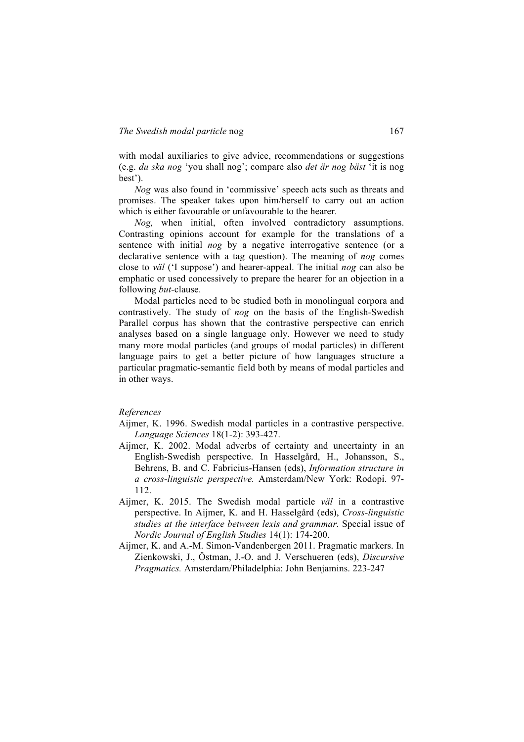with modal auxiliaries to give advice, recommendations or suggestions (e.g. *du ska nog* 'you shall nog'; compare also *det är nog bäst* 'it is nog best').

*Nog* was also found in 'commissive' speech acts such as threats and promises. The speaker takes upon him/herself to carry out an action which is either favourable or unfavourable to the hearer.

*Nog,* when initial, often involved contradictory assumptions. Contrasting opinions account for example for the translations of a sentence with initial *nog* by a negative interrogative sentence (or a declarative sentence with a tag question). The meaning of *nog* comes close to *väl* ('I suppose') and hearer-appeal. The initial *nog* can also be emphatic or used concessively to prepare the hearer for an objection in a following *but*-clause.

Modal particles need to be studied both in monolingual corpora and contrastively. The study of *nog* on the basis of the English-Swedish Parallel corpus has shown that the contrastive perspective can enrich analyses based on a single language only. However we need to study many more modal particles (and groups of modal particles) in different language pairs to get a better picture of how languages structure a particular pragmatic-semantic field both by means of modal particles and in other ways.

*References*

Aijmer, K. 1996. Swedish modal particles in a contrastive perspective. *Language Sciences* 18(1-2): 393-427.

Aijmer, K. 2002. Modal adverbs of certainty and uncertainty in an English-Swedish perspective. In Hasselgård, H., Johansson, S., Behrens, B. and C. Fabricius-Hansen (eds), *Information structure in a cross-linguistic perspective.* Amsterdam/New York: Rodopi. 97-112.

Aijmer, K. 2015. The Swedish modal particle *väl* in a contrastive perspective. In Aijmer, K. and H. Hasselgård (eds), *Cross-linguistic studies at the interface between lexis and grammar.* Special issue of *Nordic Journal of English Studies* 14(1): 174-200.

Aijmer, K. and A.-M. Simon-Vandenbergen 2011. Pragmatic markers. In Zienkowski, J., Östman, J.-O. and J. Verschueren (eds), *Discursive Pragmatics.* Amsterdam/Philadelphia: John Benjamins. 223-247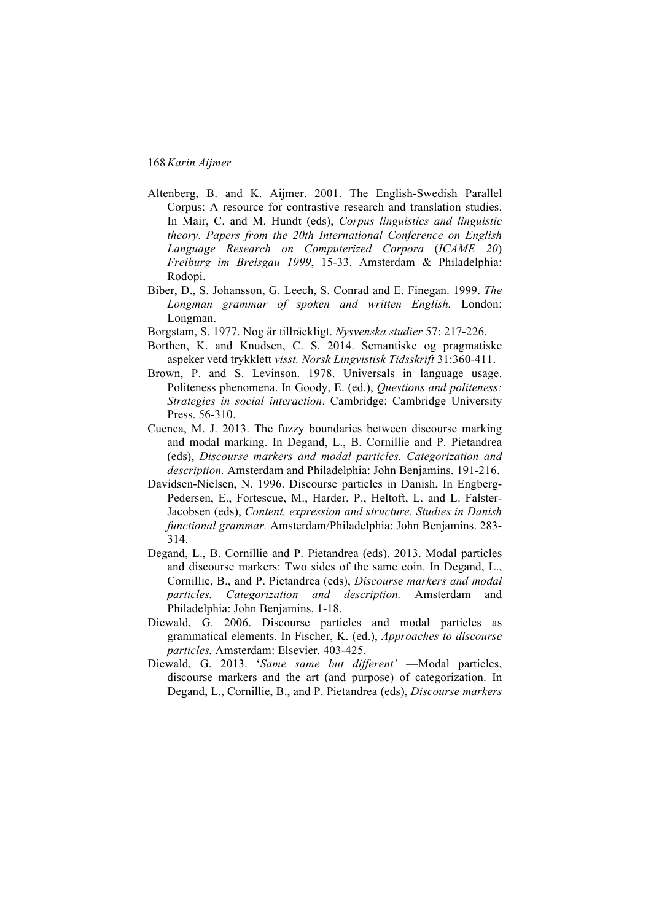Altenberg, B. and K. Aijmer. 2001. The English-Swedish Parallel Corpus: A resource for contrastive research and translation studies. In Mair, C. and M. Hundt (eds), *Corpus linguistics and linguistic theory*. *Papers from the 20th International Conference on English Language Research on Computerized Corpora* (*ICAME 20*) *Freiburg im Breisgau 1999*, 15-33. Amsterdam & Philadelphia: Rodopi.

Biber, D., S. Johansson, G. Leech, S. Conrad and E. Finegan. 1999. *The Longman grammar of spoken and written English.* London: Longman.

Borgstam, S. 1977. Nog är tillräckligt. *Nysvenska studier* 57: 217-226.

Borthen, K. and Knudsen, C. S. 2014. Semantiske og pragmatiske aspeker vetd trykklett *visst. Norsk Lingvistisk Tidsskrift* 31:360-411.

Brown, P. and S. Levinson. 1978. Universals in language usage. Politeness phenomena. In Goody, E. (ed.), *Questions and politeness: Strategies in social interaction*. Cambridge: Cambridge University Press. 56-310.

Cuenca, M. J. 2013. The fuzzy boundaries between discourse marking and modal marking. In Degand, L., B. Cornillie and P. Pietandrea (eds), *Discourse markers and modal particles. Categorization and description.* Amsterdam and Philadelphia: John Benjamins. 191-216.

Davidsen-Nielsen, N. 1996. Discourse particles in Danish, In Engberg-Pedersen, E., Fortescue, M., Harder, P., Heltoft, L. and L. Falster-Jacobsen (eds), *Content, expression and structure. Studies in Danish functional grammar.* Amsterdam/Philadelphia: John Benjamins. 283-314.

Degand, L., B. Cornillie and P. Pietandrea (eds). 2013. Modal particles and discourse markers: Two sides of the same coin. In Degand, L., Cornillie, B., and P. Pietandrea (eds), *Discourse markers and modal particles. Categorization and description.* Amsterdam and Philadelphia: John Benjamins. 1-18.

Diewald, G. 2006. Discourse particles and modal particles as grammatical elements. In Fischer, K. (ed.), *Approaches to discourse particles.* Amsterdam: Elsevier. 403-425.

Diewald, G. 2013. '*Same same but different'* —Modal particles, discourse markers and the art (and purpose) of categorization. In Degand, L., Cornillie, B., and P. Pietandrea (eds), *Discourse markers*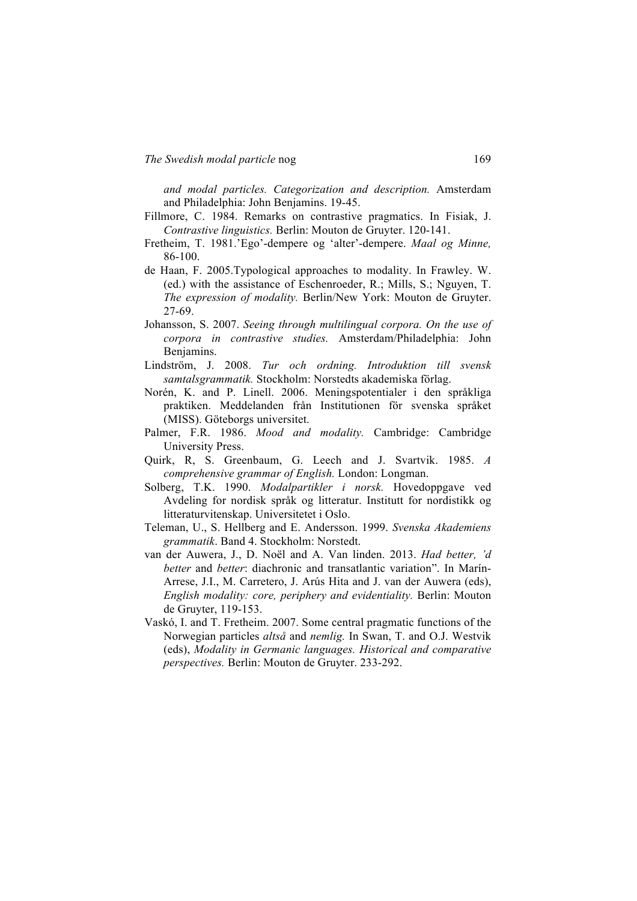*and modal particles. Categorization and description.* Amsterdam and Philadelphia: John Benjamins. 19-45.

Fillmore, C. 1984. Remarks on contrastive pragmatics. In Fisiak, J. *Contrastive linguistics.* Berlin: Mouton de Gruyter. 120-141.

Fretheim, T. 1981.'Ego'-dempere og 'alter'-dempere. *Maal og Minne,* 86-100.

de Haan, F. 2005.Typological approaches to modality. In Frawley. W. (ed.) with the assistance of Eschenroeder, R.; Mills, S.; Nguyen, T. *The expression of modality.* Berlin/New York: Mouton de Gruyter. 27-69.

Johansson, S. 2007. *Seeing through multilingual corpora. On the use of corpora in contrastive studies.* Amsterdam/Philadelphia: John Benjamins.

Lindström, J. 2008. *Tur och ordning. Introduktion till svensk samtalsgrammatik.* Stockholm: Norstedts akademiska förlag.

Norén, K. and P. Linell. 2006. Meningspotentialer i den språkliga praktiken. Meddelanden från Institutionen för svenska språket (MISS). Göteborgs universitet.

Palmer, F.R. 1986. *Mood and modality.* Cambridge: Cambridge University Press.

Quirk, R, S. Greenbaum, G. Leech and J. Svartvik. 1985. *A comprehensive grammar of English.* London: Longman.

Solberg, T.K. 1990. *Modalpartikler i norsk.* Hovedoppgave ved Avdeling for nordisk språk og litteratur. Institutt for nordistikk og litteraturvitenskap. Universitetet i Oslo.

Teleman, U., S. Hellberg and E. Andersson. 1999. *Svenska Akademiens grammatik*. Band 4. Stockholm: Norstedt.

van der Auwera, J., D. Noël and A. Van linden. 2013. *Had better, 'd better* and *better*: diachronic and transatlantic variation". In Marín-Arrese, J.I., M. Carretero, J. Arús Hita and J. van der Auwera (eds), *English modality: core, periphery and evidentiality.* Berlin: Mouton de Gruyter, 119-153.

Vaskó, I. and T. Fretheim. 2007. Some central pragmatic functions of the Norwegian particles *altså* and *nemlig.* In Swan, T. and O.J. Westvik (eds), *Modality in Germanic languages. Historical and comparative perspectives.* Berlin: Mouton de Gruyter. 233-292.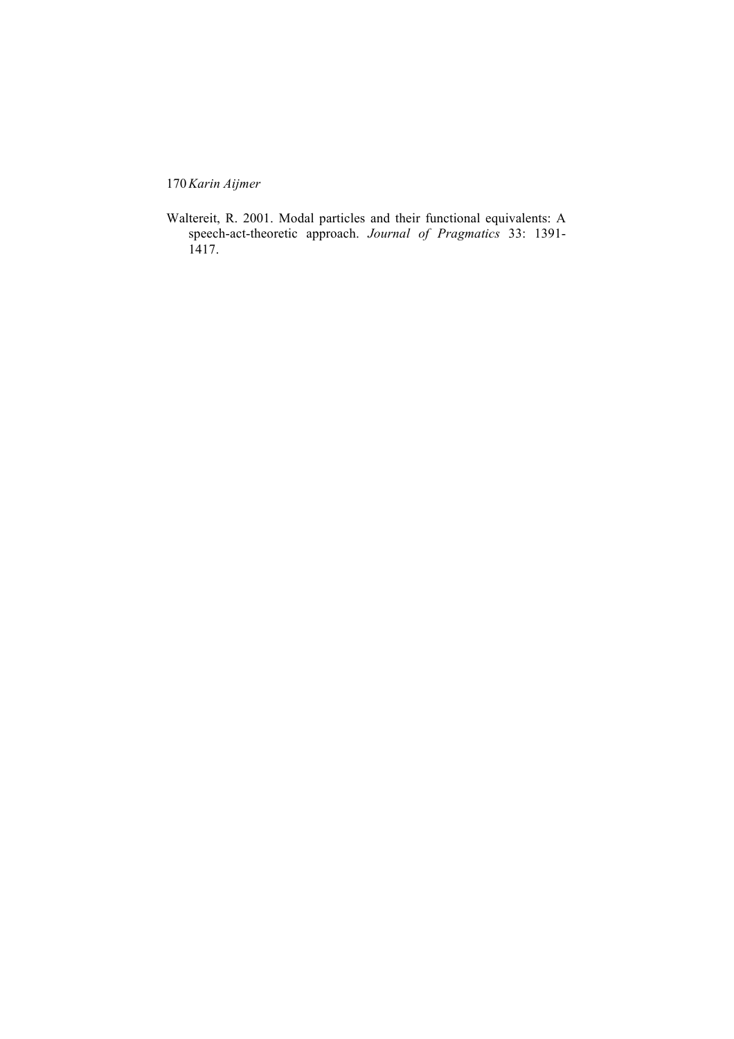Waltereit, R. 2001. Modal particles and their functional equivalents: A speech-act-theoretic approach. *Journal of Pragmatics* 33: 1391-1417.